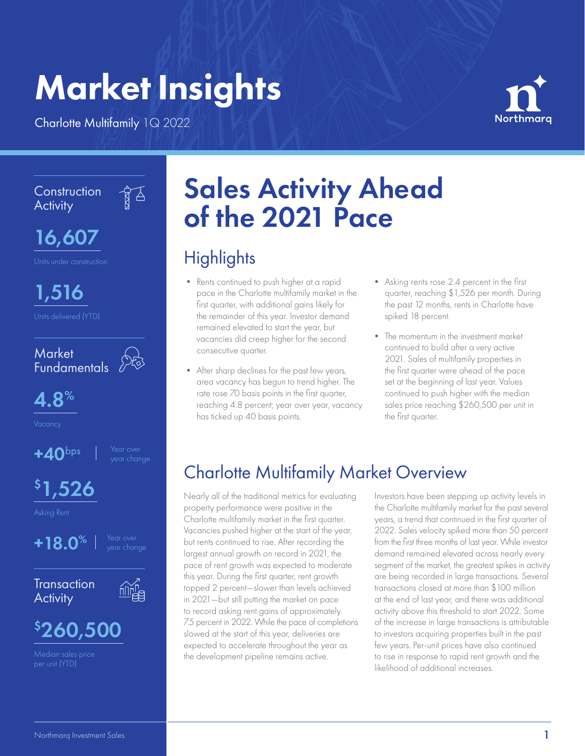# Market Insights

Charlotte Multifamily 1Q 2022

Construction Activity

**16,607**

Units under construction

**1,516**

Units delivered (YTD)

Market Fundamentals

**4.8%**

Vacancy

**+40bps** | Year over year change

**$1,526**

Asking Rent

**+18.0%** | Year over year change

Transaction Activity

**$260,500**

Median sales price per unit (YTD)

# Sales Activity Ahead of the 2021 Pace

## Highlights

- Rents continued to push higher at a rapid pace in the Charlotte multifamily market in the first quarter, with additional gains likely for the remainder of this year. Investor demand remained elevated to start the year, but vacancies did creep higher for the second consecutive quarter.
- After sharp declines for the past few years, area vacancy has begun to trend higher. The rate rose 70 basis points in the first quarter, reaching 4.8 percent; year over year, vacancy has ticked up 40 basis points.
- Asking rents rose 2.4 percent in the first quarter, reaching $1,526 per month. During the past 12 months, rents in Charlotte have spiked 18 percent.
- The momentum in the investment market continued to build after a very active 2021. Sales of multifamily properties in the first quarter were ahead of the pace set at the beginning of last year. Values continued to push higher with the median sales price reaching $260,500 per unit in the first quarter.

## Charlotte Multifamily Market Overview

Nearly all of the traditional metrics for evaluating property performance were positive in the Charlotte multifamily market in the first quarter. Vacancies pushed higher at the start of the year, but rents continued to rise. After recording the largest annual growth on record in 2021, the pace of rent growth was expected to moderate this year. During the first quarter, rent growth topped 2 percent—slower than levels achieved in 2021—but still putting the market on pace to record asking rent gains of approximately 7.5 percent in 2022. While the pace of completions slowed at the start of this year, deliveries are expected to accelerate throughout the year as the development pipeline remains active.

Investors have been stepping up activity levels in the Charlotte multifamily market for the past several years, a trend that continued in the first quarter of 2022. Sales velocity spiked more than 50 percent from the first three months of last year. While investor demand remained elevated across nearly every segment of the market, the greatest spikes in activity are being recorded in large transactions. Several transactions closed at more than $100 million at the end of last year, and there was additional activity above this threshold to start 2022. Some of the increase in large transactions is attributable to investors acquiring properties built in the past few years. Per-unit prices have also continued to rise in response to rapid rent growth and the likelihood of additional increases.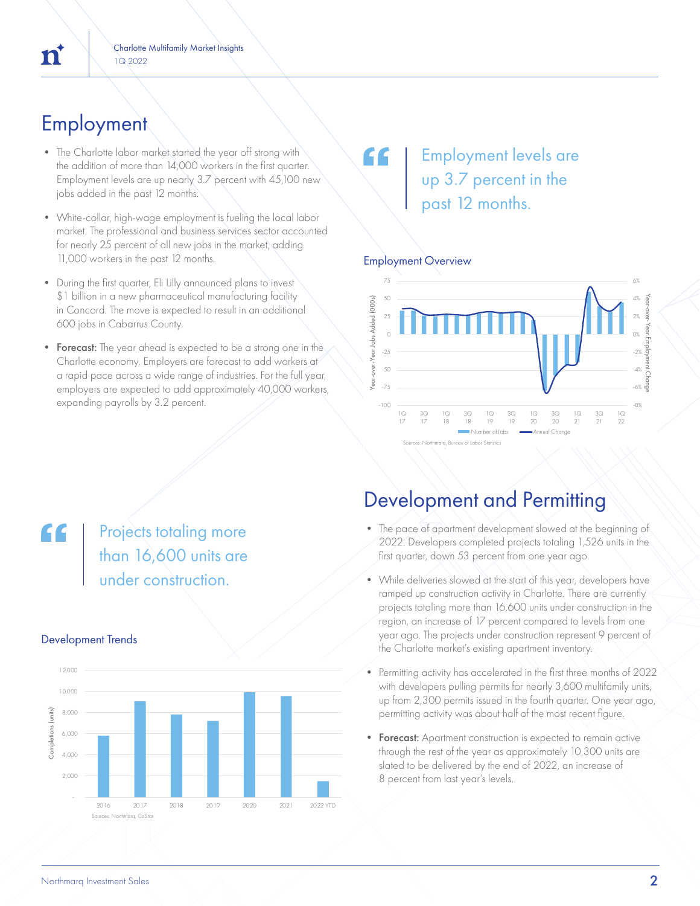# Employment

- The Charlotte labor market started the year off strong with the addition of more than 14,000 workers in the first quarter. Employment levels are up nearly 3.7 percent with 45,100 new jobs added in the past 12 months.
- White-collar, high-wage employment is fueling the local labor market. The professional and business services sector accounted for nearly 25 percent of all new jobs in the market, adding 11,000 workers in the past 12 months.
- During the first quarter, Eli Lilly announced plans to invest $1 billion in a new pharmaceutical manufacturing facility in Concord. The move is expected to result in an additional 600 jobs in Cabarrus County.
- **Forecast:** The year ahead is expected to be a strong one in the Charlotte economy. Employers are forecast to add workers at a rapid pace across a wide range of industries. For the full year, employers are expected to add approximately 40,000 workers, expanding payrolls by 3.2 percent.

> Employment levels are up 3.7 percent in the past 12 months.

Employment Overview

Sources: Northmarq, Bureau of Labor Statistics

# Development and Permitting

- The pace of apartment development slowed at the beginning of 2022. Developers completed projects totaling 1,526 units in the first quarter, down 53 percent from one year ago.
- While deliveries slowed at the start of this year, developers have ramped up construction activity in Charlotte. There are currently projects totaling more than 16,600 units under construction in the region, an increase of 17 percent compared to levels from one year ago. The projects under construction represent 9 percent of the Charlotte market's existing apartment inventory.
- Permitting activity has accelerated in the first three months of 2022 with developers pulling permits for nearly 3,600 multifamily units, up from 2,300 permits issued in the fourth quarter. One year ago, permitting activity was about half of the most recent figure.
- **Forecast:** Apartment construction is expected to remain active through the rest of the year as approximately 10,300 units are slated to be delivered by the end of 2022, an increase of 8 percent from last year's levels.

> Projects totaling more than 16,600 units are under construction.

Development Trends

Sources: Northmarq, CoStar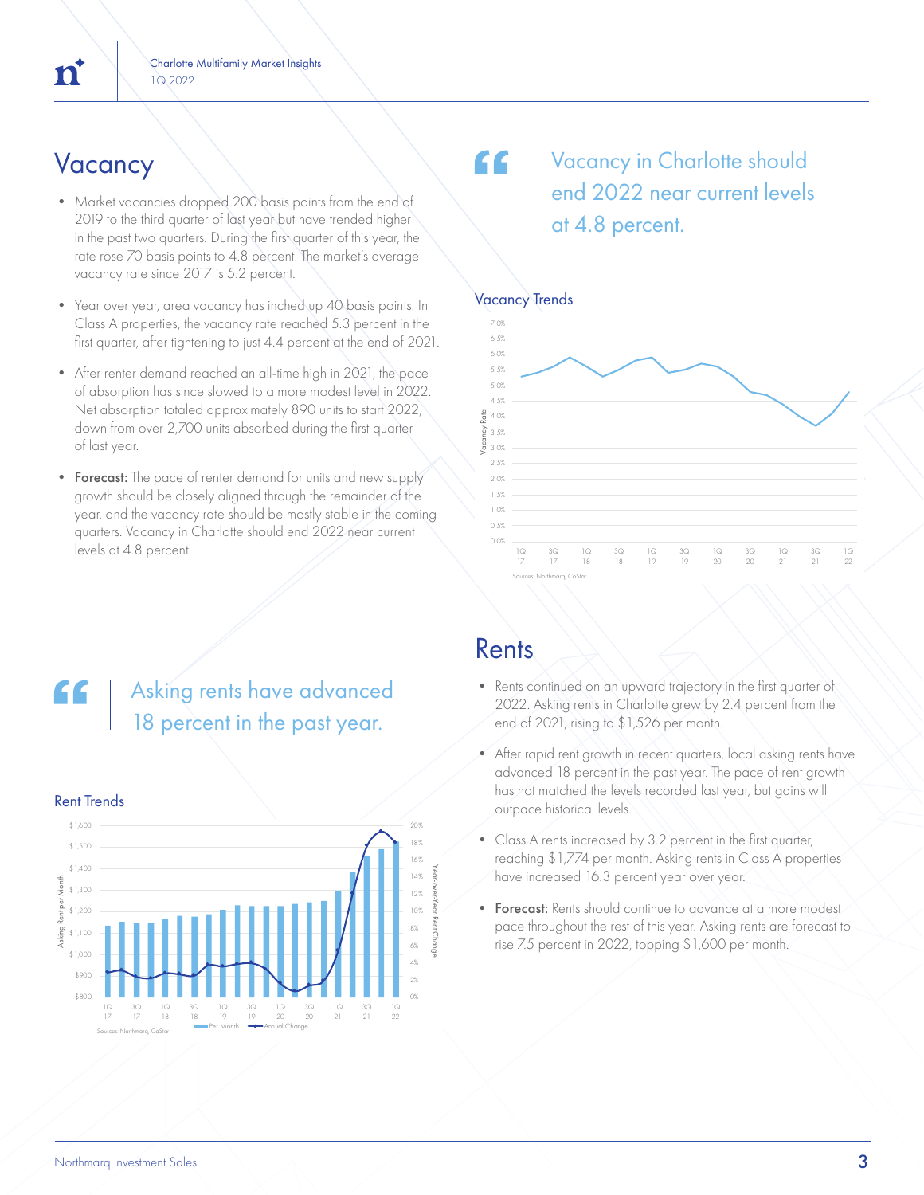## Vacancy

- Market vacancies dropped 200 basis points from the end of 2019 to the third quarter of last year but have trended higher in the past two quarters. During the first quarter of this year, the rate rose 70 basis points to 4.8 percent. The market's average vacancy rate since 2017 is 5.2 percent.
- Year over year, area vacancy has inched up 40 basis points. In Class A properties, the vacancy rate reached 5.3 percent in the first quarter, after tightening to just 4.4 percent at the end of 2021.
- After renter demand reached an all-time high in 2021, the pace of absorption has since slowed to a more modest level in 2022. Net absorption totaled approximately 890 units to start 2022, down from over 2,700 units absorbed during the first quarter of last year.
- **Forecast:** The pace of renter demand for units and new supply growth should be closely aligned through the remainder of the year, and the vacancy rate should be mostly stable in the coming quarters. Vacancy in Charlotte should end 2022 near current levels at 4.8 percent.

> Vacancy in Charlotte should end 2022 near current levels at 4.8 percent.

Vacancy Trends

Sources: Northmarq, CoStar

## Rents

- Rents continued on an upward trajectory in the first quarter of 2022. Asking rents in Charlotte grew by 2.4 percent from the end of 2021, rising to $1,526 per month.
- After rapid rent growth in recent quarters, local asking rents have advanced 18 percent in the past year. The pace of rent growth has not matched the levels recorded last year, but gains will outpace historical levels.
- Class A rents increased by 3.2 percent in the first quarter, reaching $1,774 per month. Asking rents in Class A properties have increased 16.3 percent year over year.
- **Forecast:** Rents should continue to advance at a more modest pace throughout the rest of this year. Asking rents are forecast to rise 7.5 percent in 2022, topping $1,600 per month.

> Asking rents have advanced 18 percent in the past year.

Rent Trends

Sources: Northmarq, CoStar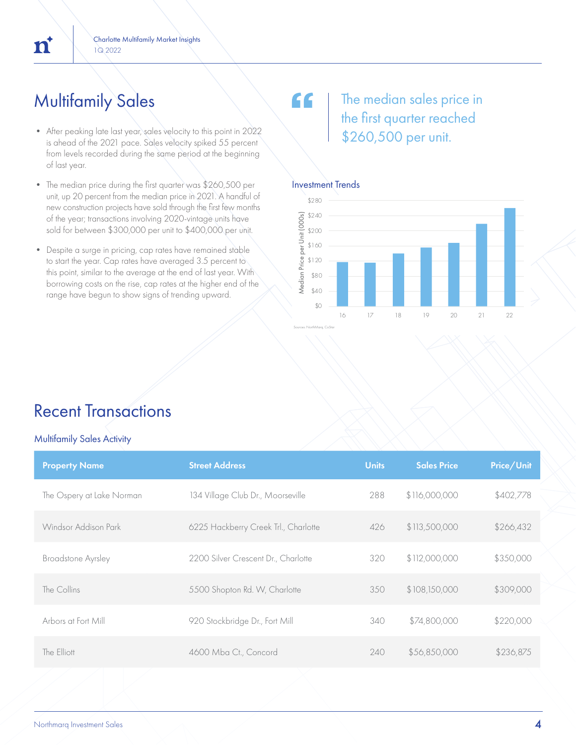## Multifamily Sales

- After peaking late last year, sales velocity to this point in 2022 is ahead of the 2021 pace. Sales velocity spiked 55 percent from levels recorded during the same period at the beginning of last year.
- The median price during the first quarter was $260,500 per unit, up 20 percent from the median price in 2021. A handful of new construction projects have sold through the first few months of the year; transactions involving 2020-vintage units have sold for between $300,000 per unit to $400,000 per unit.
- Despite a surge in pricing, cap rates have remained stable to start the year. Cap rates have averaged 3.5 percent to this point, similar to the average at the end of last year. With borrowing costs on the rise, cap rates at the higher end of the range have begun to show signs of trending upward.

> The median sales price in the first quarter reached $260,500 per unit.

### Investment Trends

Median Price per Unit (000s)

| Year | 16 | 17 | 18 | 19 | 20 | 21 | 22 |
|---|---|---|---|---|---|---|---|

Sources: NorthMarq, CoStar

## Recent Transactions

### Multifamily Sales Activity

| Property Name | Street Address | Units | Sales Price | Price/Unit |
|---|---|---|---|---|
| The Ospery at Lake Norman | 134 Village Club Dr., Moorseville | 288 | $116,000,000 | $402,778 |
| Windsor Addison Park | 6225 Hackberry Creek Trl., Charlotte | 426 | $113,500,000 | $266,432 |
| Broadstone Ayrsley | 2200 Silver Crescent Dr., Charlotte | 320 | $112,000,000 | $350,000 |
| The Collins | 5500 Shopton Rd. W, Charlotte | 350 | $108,150,000 | $309,000 |
| Arbors at Fort Mill | 920 Stockbridge Dr., Fort Mill | 340 | $74,800,000 | $220,000 |
| The Elliott | 4600 Mba Ct., Concord | 240 | $56,850,000 | $236,875 |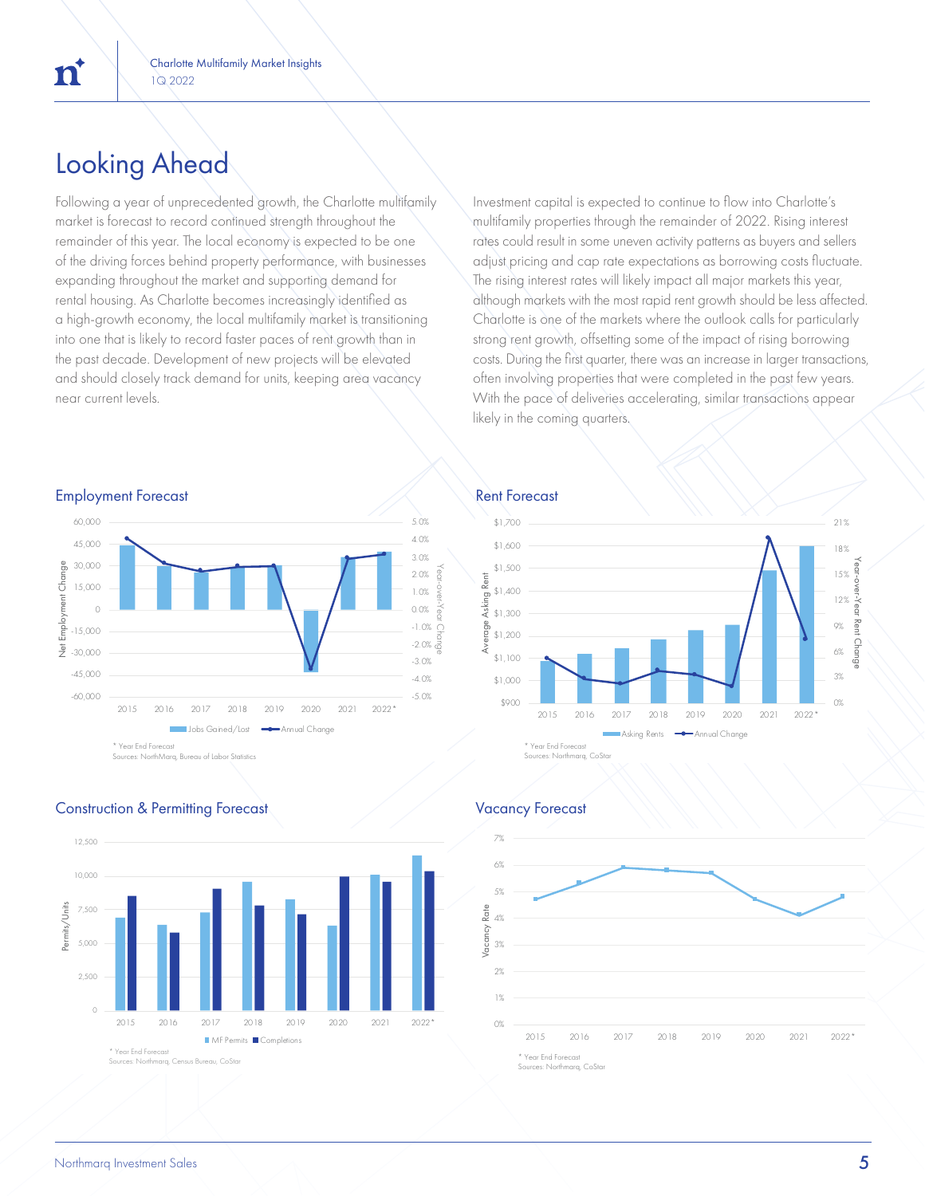# Looking Ahead

Following a year of unprecedented growth, the Charlotte multifamily market is forecast to record continued strength throughout the remainder of this year. The local economy is expected to be one of the driving forces behind property performance, with businesses expanding throughout the market and supporting demand for rental housing. As Charlotte becomes increasingly identified as a high-growth economy, the local multifamily market is transitioning into one that is likely to record faster paces of rent growth than in the past decade. Development of new projects will be elevated and should closely track demand for units, keeping area vacancy near current levels.

Investment capital is expected to continue to flow into Charlotte's multifamily properties through the remainder of 2022. Rising interest rates could result in some uneven activity patterns as buyers and sellers adjust pricing and cap rate expectations as borrowing costs fluctuate. The rising interest rates will likely impact all major markets this year, although markets with the most rapid rent growth should be less affected. Charlotte is one of the markets where the outlook calls for particularly strong rent growth, offsetting some of the impact of rising borrowing costs. During the first quarter, there was an increase in larger transactions, often involving properties that were completed in the past few years. With the pace of deliveries accelerating, similar transactions appear likely in the coming quarters.

## Employment Forecast

Legend: Jobs Gained/Lost; Annual Change

\* Year End Forecast
Sources: NorthMarq, Bureau of Labor Statistics

## Rent Forecast

Legend: Asking Rents; Annual Change

\* Year End Forecast
Sources: Northmarq, CoStar

## Construction & Permitting Forecast

Legend: MF Permits; Completions

\* Year End Forecast
Sources: Northmarq, Census Bureau, CoStar

## Vacancy Forecast

\* Year End Forecast
Sources: Northmarq, CoStar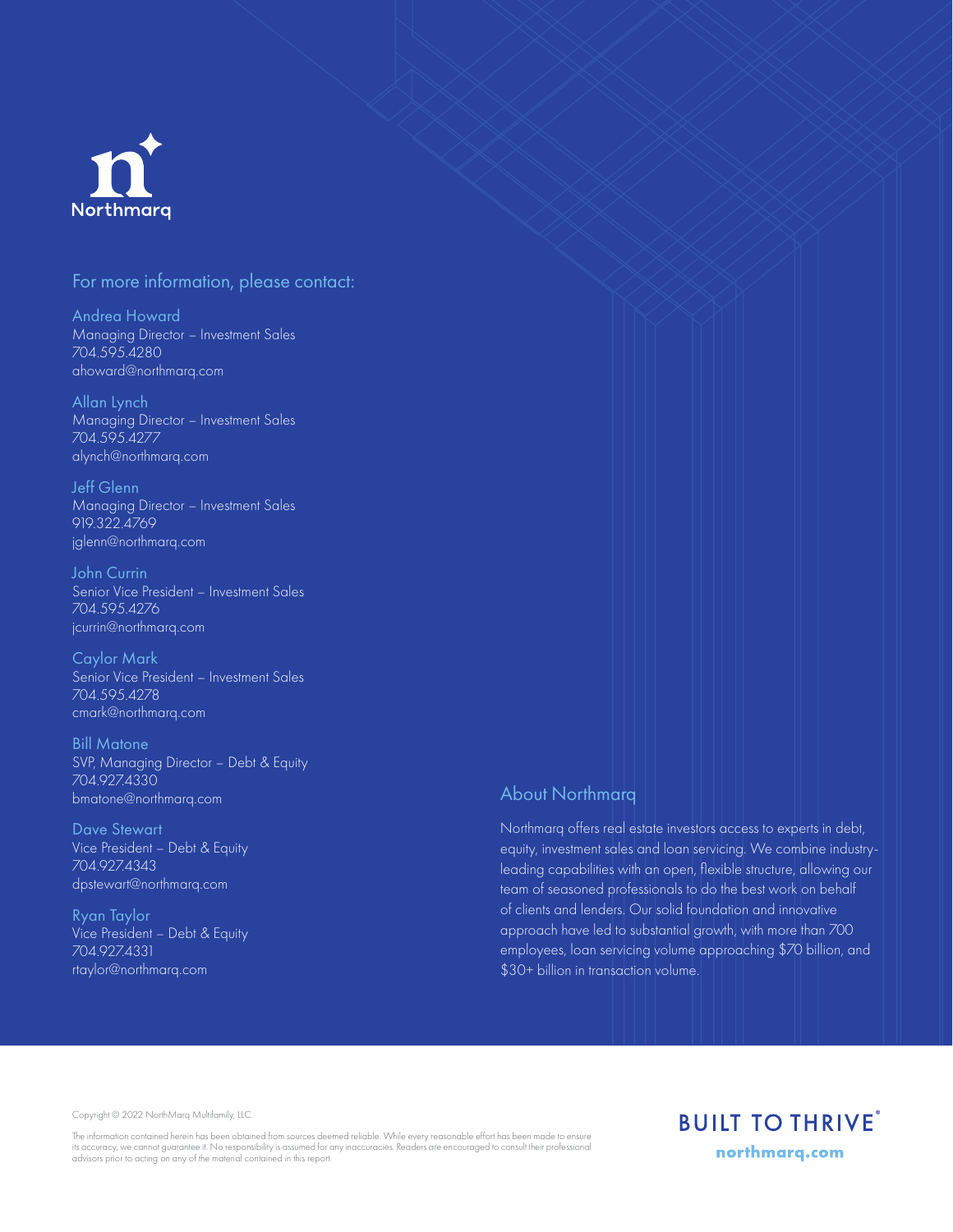Northmarq

## For more information, please contact:

Andrea Howard
Managing Director – Investment Sales
704.595.4280
ahoward@northmarq.com

Allan Lynch
Managing Director – Investment Sales
704.595.4277
alynch@northmarq.com

Jeff Glenn
Managing Director – Investment Sales
919.322.4769
jglenn@northmarq.com

John Currin
Senior Vice President – Investment Sales
704.595.4276
jcurrin@northmarq.com

Caylor Mark
Senior Vice President – Investment Sales
704.595.4278
cmark@northmarq.com

Bill Matone
SVP, Managing Director – Debt & Equity
704.927.4330
bmatone@northmarq.com

Dave Stewart
Vice President – Debt & Equity
704.927.4343
dpstewart@northmarq.com

Ryan Taylor
Vice President – Debt & Equity
704.927.4331
rtaylor@northmarq.com

## About Northmarq

Northmarq offers real estate investors access to experts in debt, equity, investment sales and loan servicing. We combine industry-leading capabilities with an open, flexible structure, allowing our team of seasoned professionals to do the best work on behalf of clients and lenders. Our solid foundation and innovative approach have led to substantial growth, with more than 700 employees, loan servicing volume approaching $70 billion, and $30+ billion in transaction volume.

Copyright © 2022 NorthMarq Multifamily, LLC.

The information contained herein has been obtained from sources deemed reliable. While every reasonable effort has been made to ensure its accuracy, we cannot guarantee it. No responsibility is assumed for any inaccuracies. Readers are encouraged to consult their professional advisors prior to acting on any of the material contained in this report.

BUILT TO THRIVE®
northmarq.com